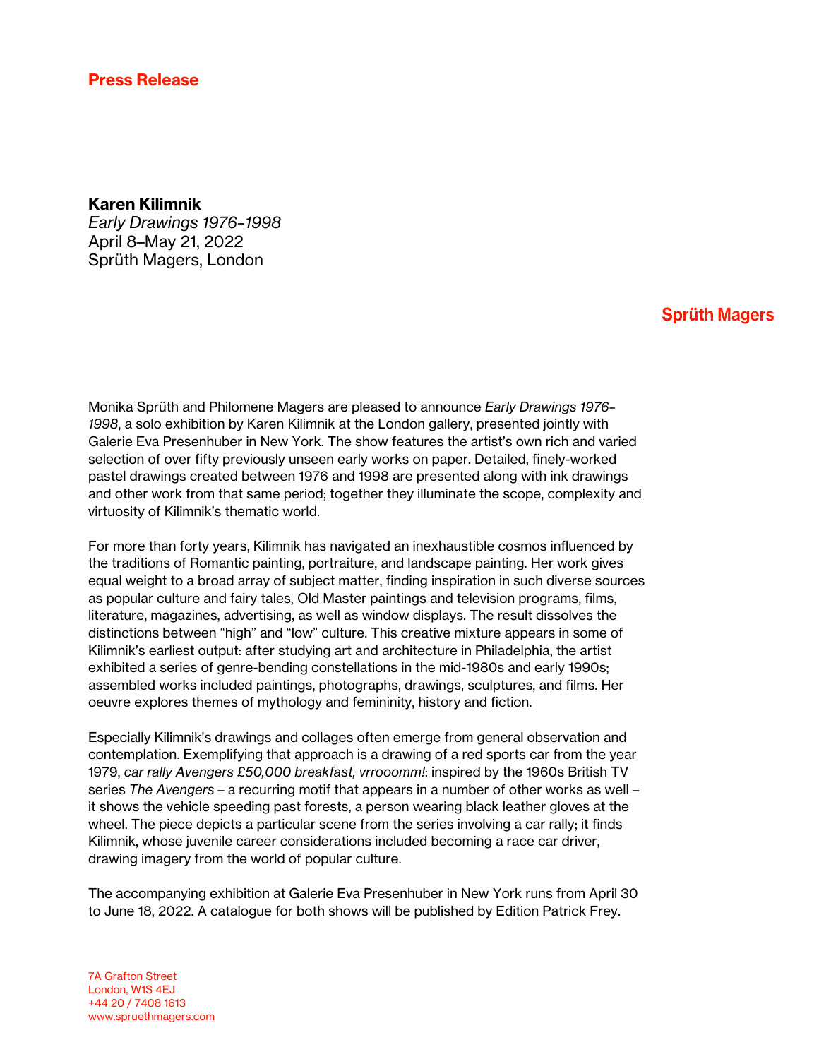**Press Release**

**Karen Kilimnik**
*Early Drawings 1976–1998*
April 8–May 21, 2022
Sprüth Magers, London

**Sprüth Magers**

Monika Sprüth and Philomene Magers are pleased to announce *Early Drawings 1976–1998*, a solo exhibition by Karen Kilimnik at the London gallery, presented jointly with Galerie Eva Presenhuber in New York. The show features the artist's own rich and varied selection of over fifty previously unseen early works on paper. Detailed, finely-worked pastel drawings created between 1976 and 1998 are presented along with ink drawings and other work from that same period; together they illuminate the scope, complexity and virtuosity of Kilimnik's thematic world.

For more than forty years, Kilimnik has navigated an inexhaustible cosmos influenced by the traditions of Romantic painting, portraiture, and landscape painting. Her work gives equal weight to a broad array of subject matter, finding inspiration in such diverse sources as popular culture and fairy tales, Old Master paintings and television programs, films, literature, magazines, advertising, as well as window displays. The result dissolves the distinctions between "high" and "low" culture. This creative mixture appears in some of Kilimnik's earliest output: after studying art and architecture in Philadelphia, the artist exhibited a series of genre-bending constellations in the mid-1980s and early 1990s; assembled works included paintings, photographs, drawings, sculptures, and films. Her oeuvre explores themes of mythology and femininity, history and fiction.

Especially Kilimnik's drawings and collages often emerge from general observation and contemplation. Exemplifying that approach is a drawing of a red sports car from the year 1979, *car rally Avengers £50,000 breakfast, vrrooomm!*: inspired by the 1960s British TV series *The Avengers* – a recurring motif that appears in a number of other works as well – it shows the vehicle speeding past forests, a person wearing black leather gloves at the wheel. The piece depicts a particular scene from the series involving a car rally; it finds Kilimnik, whose juvenile career considerations included becoming a race car driver, drawing imagery from the world of popular culture.

The accompanying exhibition at Galerie Eva Presenhuber in New York runs from April 30 to June 18, 2022. A catalogue for both shows will be published by Edition Patrick Frey.

7A Grafton Street
London, W1S 4EJ
+44 20 / 7408 1613
www.spruethmagers.com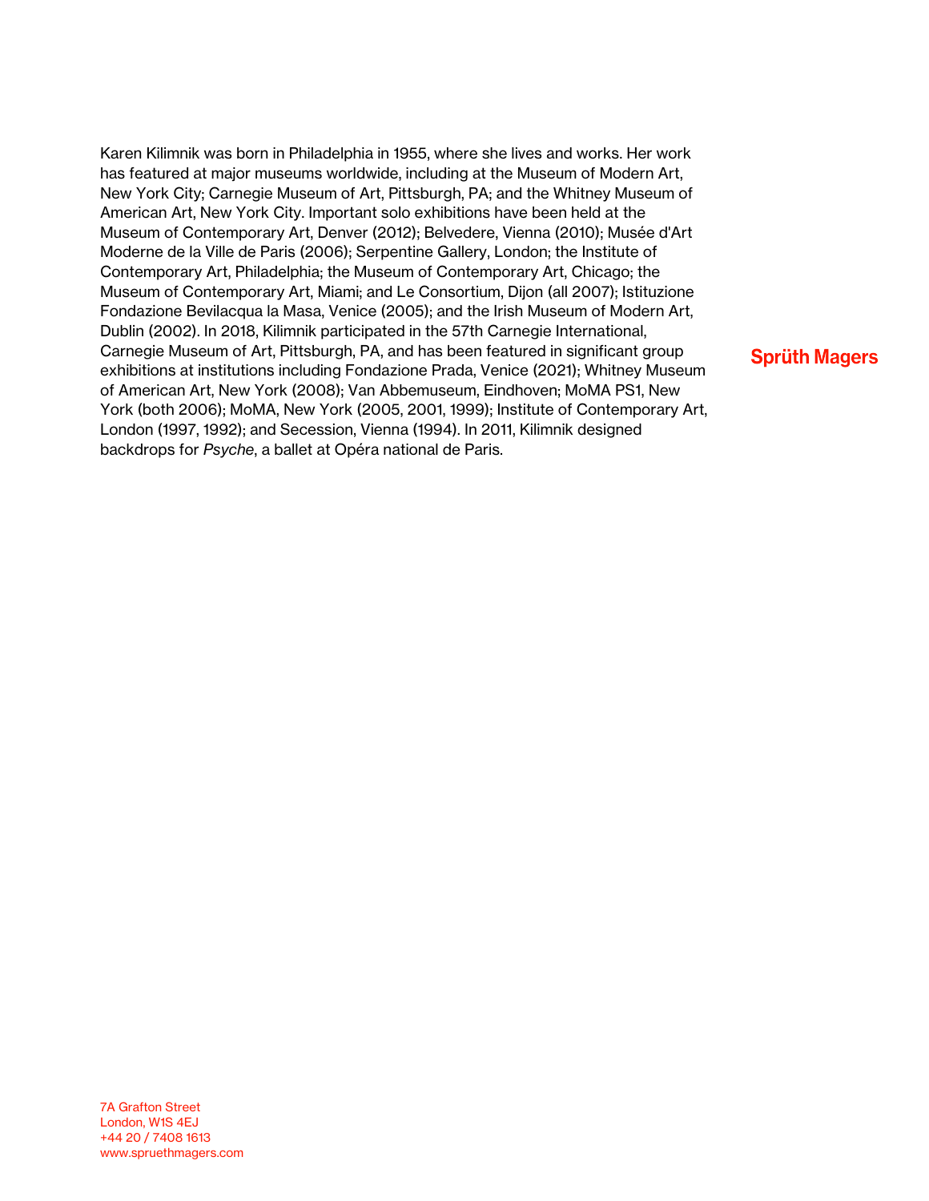Karen Kilimnik was born in Philadelphia in 1955, where she lives and works. Her work has featured at major museums worldwide, including at the Museum of Modern Art, New York City; Carnegie Museum of Art, Pittsburgh, PA; and the Whitney Museum of American Art, New York City. Important solo exhibitions have been held at the Museum of Contemporary Art, Denver (2012); Belvedere, Vienna (2010); Musée d'Art Moderne de la Ville de Paris (2006); Serpentine Gallery, London; the Institute of Contemporary Art, Philadelphia; the Museum of Contemporary Art, Chicago; the Museum of Contemporary Art, Miami; and Le Consortium, Dijon (all 2007); Istituzione Fondazione Bevilacqua la Masa, Venice (2005); and the Irish Museum of Modern Art, Dublin (2002). In 2018, Kilimnik participated in the 57th Carnegie International, Carnegie Museum of Art, Pittsburgh, PA, and has been featured in significant group exhibitions at institutions including Fondazione Prada, Venice (2021); Whitney Museum of American Art, New York (2008); Van Abbemuseum, Eindhoven; MoMA PS1, New York (both 2006); MoMA, New York (2005, 2001, 1999); Institute of Contemporary Art, London (1997, 1992); and Secession, Vienna (1994). In 2011, Kilimnik designed backdrops for *Psyche*, a ballet at Opéra national de Paris.

Sprüth Magers

7A Grafton Street
London, W1S 4EJ
+44 20 / 7408 1613
www.spruethmagers.com